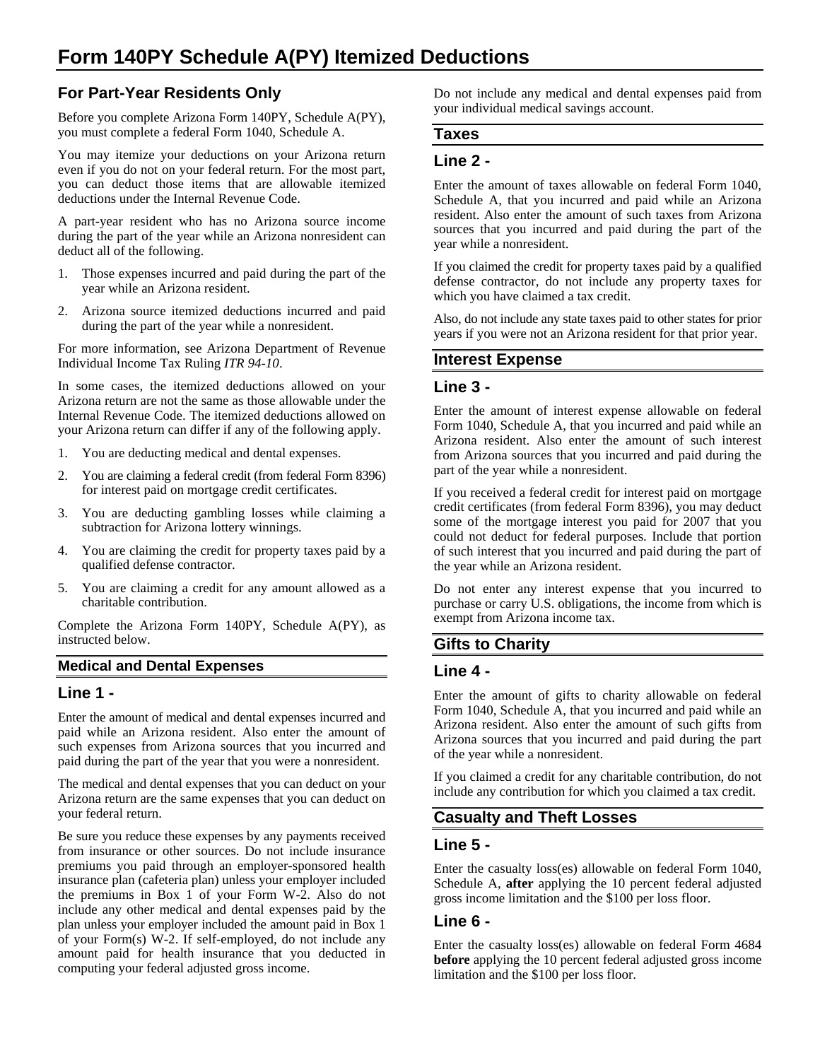# Form 140PY Schedule A(PY) Itemized Deductions

## For Part-Year Residents Only

Before you complete Arizona Form 140PY, Schedule A(PY), you must complete a federal Form 1040, Schedule A.

You may itemize your deductions on your Arizona return even if you do not on your federal return. For the most part, you can deduct those items that are allowable itemized deductions under the Internal Revenue Code.

A part-year resident who has no Arizona source income during the part of the year while an Arizona nonresident can deduct all of the following.

1. Those expenses incurred and paid during the part of the year while an Arizona resident.
2. Arizona source itemized deductions incurred and paid during the part of the year while a nonresident.

For more information, see Arizona Department of Revenue Individual Income Tax Ruling *ITR 94-10*.

In some cases, the itemized deductions allowed on your Arizona return are not the same as those allowable under the Internal Revenue Code. The itemized deductions allowed on your Arizona return can differ if any of the following apply.

1. You are deducting medical and dental expenses.
2. You are claiming a federal credit (from federal Form 8396) for interest paid on mortgage credit certificates.
3. You are deducting gambling losses while claiming a subtraction for Arizona lottery winnings.
4. You are claiming the credit for property taxes paid by a qualified defense contractor.
5. You are claiming a credit for any amount allowed as a charitable contribution.

Complete the Arizona Form 140PY, Schedule A(PY), as instructed below.

### Medical and Dental Expenses

### Line 1 -

Enter the amount of medical and dental expenses incurred and paid while an Arizona resident. Also enter the amount of such expenses from Arizona sources that you incurred and paid during the part of the year that you were a nonresident.

The medical and dental expenses that you can deduct on your Arizona return are the same expenses that you can deduct on your federal return.

Be sure you reduce these expenses by any payments received from insurance or other sources. Do not include insurance premiums you paid through an employer-sponsored health insurance plan (cafeteria plan) unless your employer included the premiums in Box 1 of your Form W-2. Also do not include any other medical and dental expenses paid by the plan unless your employer included the amount paid in Box 1 of your Form(s) W-2. If self-employed, do not include any amount paid for health insurance that you deducted in computing your federal adjusted gross income.

Do not include any medical and dental expenses paid from your individual medical savings account.

### Taxes

### Line 2 -

Enter the amount of taxes allowable on federal Form 1040, Schedule A, that you incurred and paid while an Arizona resident. Also enter the amount of such taxes from Arizona sources that you incurred and paid during the part of the year while a nonresident.

If you claimed the credit for property taxes paid by a qualified defense contractor, do not include any property taxes for which you have claimed a tax credit.

Also, do not include any state taxes paid to other states for prior years if you were not an Arizona resident for that prior year.

### Interest Expense

### Line 3 -

Enter the amount of interest expense allowable on federal Form 1040, Schedule A, that you incurred and paid while an Arizona resident. Also enter the amount of such interest from Arizona sources that you incurred and paid during the part of the year while a nonresident.

If you received a federal credit for interest paid on mortgage credit certificates (from federal Form 8396), you may deduct some of the mortgage interest you paid for 2007 that you could not deduct for federal purposes. Include that portion of such interest that you incurred and paid during the part of the year while an Arizona resident.

Do not enter any interest expense that you incurred to purchase or carry U.S. obligations, the income from which is exempt from Arizona income tax.

### Gifts to Charity

### Line 4 -

Enter the amount of gifts to charity allowable on federal Form 1040, Schedule A, that you incurred and paid while an Arizona resident. Also enter the amount of such gifts from Arizona sources that you incurred and paid during the part of the year while a nonresident.

If you claimed a credit for any charitable contribution, do not include any contribution for which you claimed a tax credit.

### Casualty and Theft Losses

### Line 5 -

Enter the casualty loss(es) allowable on federal Form 1040, Schedule A, **after** applying the 10 percent federal adjusted gross income limitation and the $100 per loss floor.

### Line 6 -

Enter the casualty loss(es) allowable on federal Form 4684 **before** applying the 10 percent federal adjusted gross income limitation and the $100 per loss floor.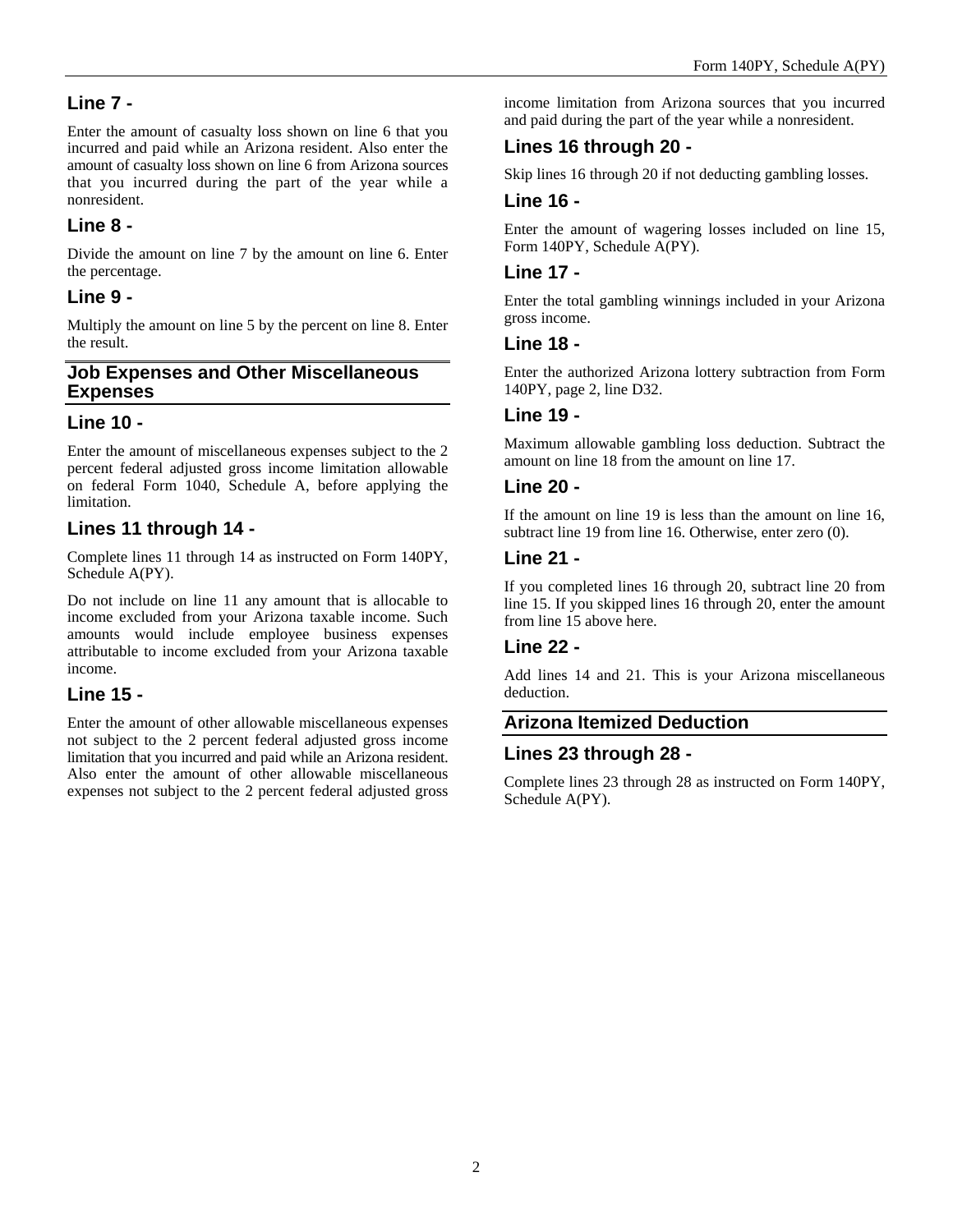### Line 7 -

Enter the amount of casualty loss shown on line 6 that you incurred and paid while an Arizona resident. Also enter the amount of casualty loss shown on line 6 from Arizona sources that you incurred during the part of the year while a nonresident.

### Line 8 -

Divide the amount on line 7 by the amount on line 6. Enter the percentage.

### Line 9 -

Multiply the amount on line 5 by the percent on line 8. Enter the result.

## Job Expenses and Other Miscellaneous Expenses

### Line 10 -

Enter the amount of miscellaneous expenses subject to the 2 percent federal adjusted gross income limitation allowable on federal Form 1040, Schedule A, before applying the limitation.

### Lines 11 through 14 -

Complete lines 11 through 14 as instructed on Form 140PY, Schedule A(PY).

Do not include on line 11 any amount that is allocable to income excluded from your Arizona taxable income. Such amounts would include employee business expenses attributable to income excluded from your Arizona taxable income.

### Line 15 -

Enter the amount of other allowable miscellaneous expenses not subject to the 2 percent federal adjusted gross income limitation that you incurred and paid while an Arizona resident. Also enter the amount of other allowable miscellaneous expenses not subject to the 2 percent federal adjusted gross income limitation from Arizona sources that you incurred and paid during the part of the year while a nonresident.

### Lines 16 through 20 -

Skip lines 16 through 20 if not deducting gambling losses.

### Line 16 -

Enter the amount of wagering losses included on line 15, Form 140PY, Schedule A(PY).

### Line 17 -

Enter the total gambling winnings included in your Arizona gross income.

### Line 18 -

Enter the authorized Arizona lottery subtraction from Form 140PY, page 2, line D32.

### Line 19 -

Maximum allowable gambling loss deduction. Subtract the amount on line 18 from the amount on line 17.

### Line 20 -

If the amount on line 19 is less than the amount on line 16, subtract line 19 from line 16. Otherwise, enter zero (0).

### Line 21 -

If you completed lines 16 through 20, subtract line 20 from line 15. If you skipped lines 16 through 20, enter the amount from line 15 above here.

### Line 22 -

Add lines 14 and 21. This is your Arizona miscellaneous deduction.

## Arizona Itemized Deduction

### Lines 23 through 28 -

Complete lines 23 through 28 as instructed on Form 140PY, Schedule A(PY).